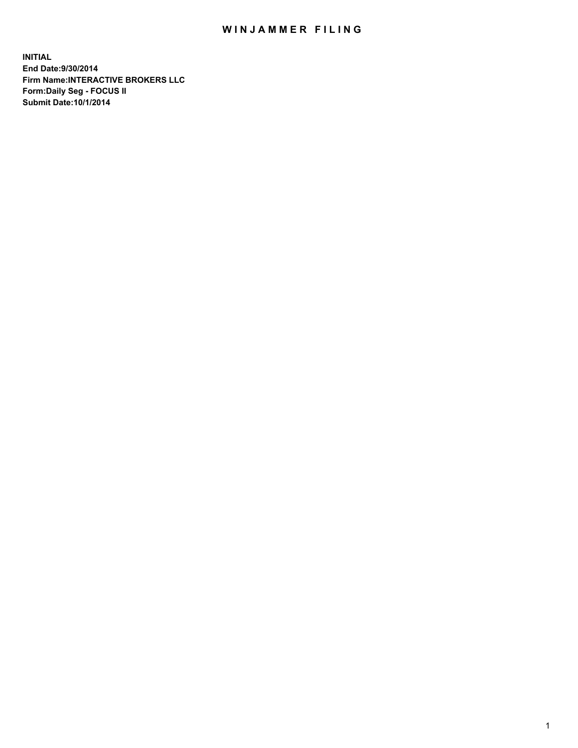# WINJAMMER FILING

**INITIAL**
**End Date:9/30/2014**
**Firm Name:INTERACTIVE BROKERS LLC**
**Form:Daily Seg - FOCUS II**
**Submit Date:10/1/2014**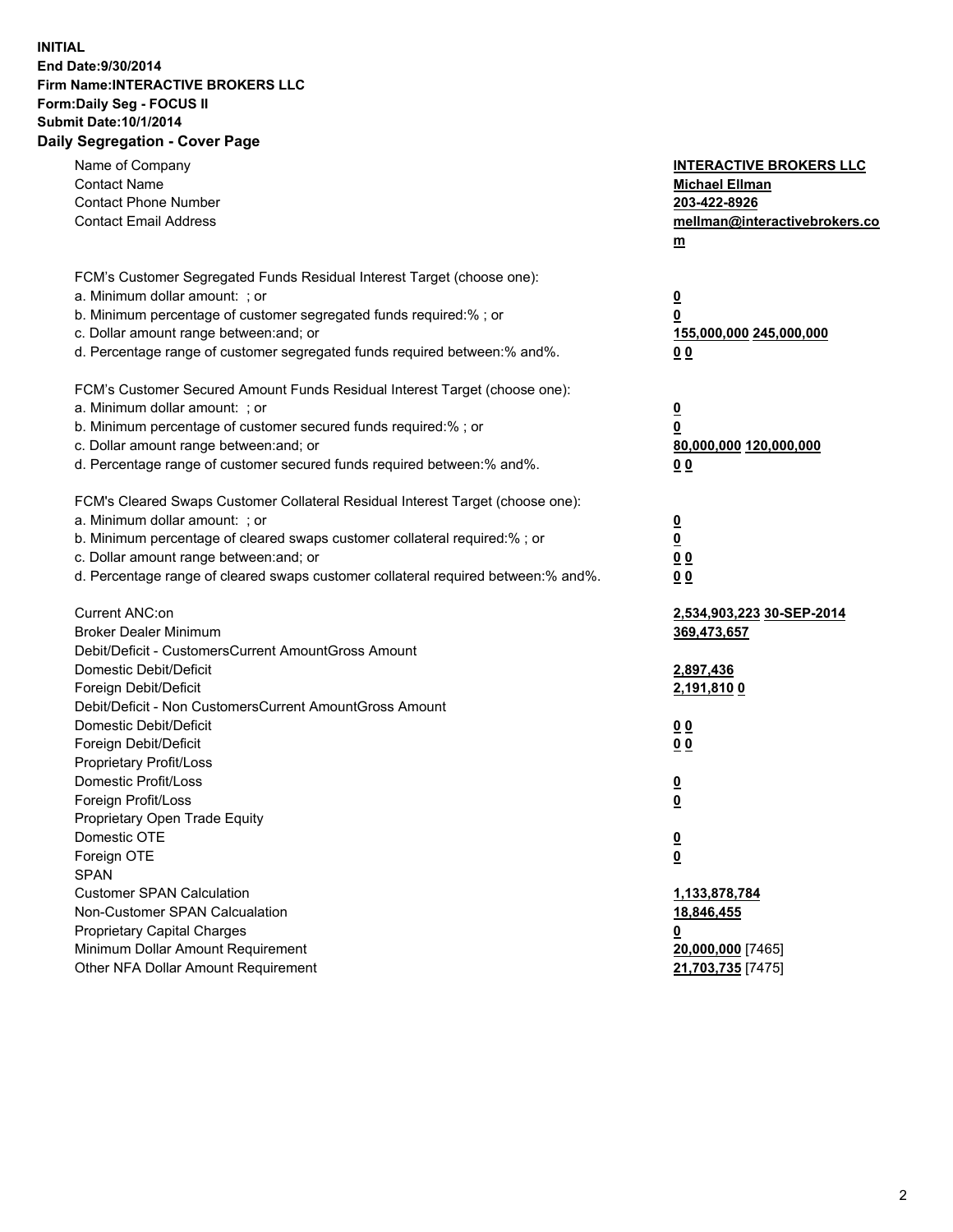**INITIAL**
**End Date:9/30/2014**
**Firm Name:INTERACTIVE BROKERS LLC**
**Form:Daily Seg - FOCUS II**
**Submit Date:10/1/2014**
**Daily Segregation - Cover Page**

| | |
|---|---|
| Name of Company | **INTERACTIVE BROKERS LLC** |
| Contact Name | **Michael Ellman** |
| Contact Phone Number | **203-422-8926** |
| Contact Email Address | **mellman@interactivebrokers.com** |
| | |
| FCM's Customer Segregated Funds Residual Interest Target (choose one): | |
| a. Minimum dollar amount: ; or | **0** |
| b. Minimum percentage of customer segregated funds required:% ; or | **0** |
| c. Dollar amount range between:and; or | **155,000,000 245,000,000** |
| d. Percentage range of customer segregated funds required between:% and%. | **0 0** |
| | |
| FCM's Customer Secured Amount Funds Residual Interest Target (choose one): | |
| a. Minimum dollar amount: ; or | **0** |
| b. Minimum percentage of customer secured funds required:% ; or | **0** |
| c. Dollar amount range between:and; or | **80,000,000 120,000,000** |
| d. Percentage range of customer secured funds required between:% and%. | **0 0** |
| | |
| FCM's Cleared Swaps Customer Collateral Residual Interest Target (choose one): | |
| a. Minimum dollar amount: ; or | **0** |
| b. Minimum percentage of cleared swaps customer collateral required:% ; or | **0** |
| c. Dollar amount range between:and; or | **0 0** |
| d. Percentage range of cleared swaps customer collateral required between:% and%. | **0 0** |
| | |
| Current ANC:on | **2,534,903,223 30-SEP-2014** |
| Broker Dealer Minimum | **369,473,657** |
| Debit/Deficit - CustomersCurrent AmountGross Amount | |
| Domestic Debit/Deficit | **2,897,436** |
| Foreign Debit/Deficit | **2,191,810 0** |
| Debit/Deficit - Non CustomersCurrent AmountGross Amount | |
| Domestic Debit/Deficit | **0 0** |
| Foreign Debit/Deficit | **0 0** |
| Proprietary Profit/Loss | |
| Domestic Profit/Loss | **0** |
| Foreign Profit/Loss | **0** |
| Proprietary Open Trade Equity | |
| Domestic OTE | **0** |
| Foreign OTE | **0** |
| SPAN | |
| Customer SPAN Calculation | **1,133,878,784** |
| Non-Customer SPAN Calcualation | **18,846,455** |
| Proprietary Capital Charges | **0** |
| Minimum Dollar Amount Requirement | **20,000,000** [7465] |
| Other NFA Dollar Amount Requirement | **21,703,735** [7475] |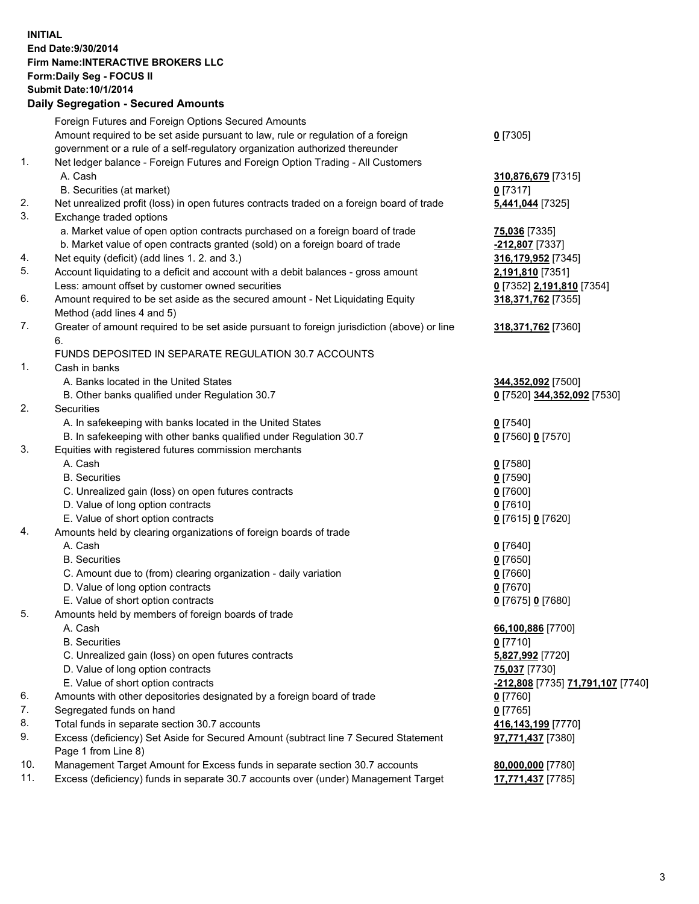**INITIAL**
**End Date:9/30/2014**
**Firm Name:INTERACTIVE BROKERS LLC**
**Form:Daily Seg - FOCUS II**
**Submit Date:10/1/2014**
**Daily Segregation - Secured Amounts**

| | | |
|---|---|---|
| | Foreign Futures and Foreign Options Secured Amounts | |
| | Amount required to be set aside pursuant to law, rule or regulation of a foreign government or a rule of a self-regulatory organization authorized thereunder | **0** [7305] |
| 1. | Net ledger balance - Foreign Futures and Foreign Option Trading - All Customers | |
| | A. Cash | **310,876,679** [7315] |
| | B. Securities (at market) | **0** [7317] |
| 2. | Net unrealized profit (loss) in open futures contracts traded on a foreign board of trade | **5,441,044** [7325] |
| 3. | Exchange traded options | |
| | a. Market value of open option contracts purchased on a foreign board of trade | **75,036** [7335] |
| | b. Market value of open contracts granted (sold) on a foreign board of trade | **-212,807** [7337] |
| 4. | Net equity (deficit) (add lines 1. 2. and 3.) | **316,179,952** [7345] |
| 5. | Account liquidating to a deficit and account with a debit balances - gross amount | **2,191,810** [7351] |
| | Less: amount offset by customer owned securities | **0** [7352] **2,191,810** [7354] |
| 6. | Amount required to be set aside as the secured amount - Net Liquidating Equity Method (add lines 4 and 5) | **318,371,762** [7355] |
| 7. | Greater of amount required to be set aside pursuant to foreign jurisdiction (above) or line 6. | **318,371,762** [7360] |
| | FUNDS DEPOSITED IN SEPARATE REGULATION 30.7 ACCOUNTS | |
| 1. | Cash in banks | |
| | A. Banks located in the United States | **344,352,092** [7500] |
| | B. Other banks qualified under Regulation 30.7 | **0** [7520] **344,352,092** [7530] |
| 2. | Securities | |
| | A. In safekeeping with banks located in the United States | **0** [7540] |
| | B. In safekeeping with other banks qualified under Regulation 30.7 | **0** [7560] **0** [7570] |
| 3. | Equities with registered futures commission merchants | |
| | A. Cash | **0** [7580] |
| | B. Securities | **0** [7590] |
| | C. Unrealized gain (loss) on open futures contracts | **0** [7600] |
| | D. Value of long option contracts | **0** [7610] |
| | E. Value of short option contracts | **0** [7615] **0** [7620] |
| 4. | Amounts held by clearing organizations of foreign boards of trade | |
| | A. Cash | **0** [7640] |
| | B. Securities | **0** [7650] |
| | C. Amount due to (from) clearing organization - daily variation | **0** [7660] |
| | D. Value of long option contracts | **0** [7670] |
| | E. Value of short option contracts | **0** [7675] **0** [7680] |
| 5. | Amounts held by members of foreign boards of trade | |
| | A. Cash | **66,100,886** [7700] |
| | B. Securities | **0** [7710] |
| | C. Unrealized gain (loss) on open futures contracts | **5,827,992** [7720] |
| | D. Value of long option contracts | **75,037** [7730] |
| | E. Value of short option contracts | **-212,808** [7735] **71,791,107** [7740] |
| 6. | Amounts with other depositories designated by a foreign board of trade | **0** [7760] |
| 7. | Segregated funds on hand | **0** [7765] |
| 8. | Total funds in separate section 30.7 accounts | **416,143,199** [7770] |
| 9. | Excess (deficiency) Set Aside for Secured Amount (subtract line 7 Secured Statement Page 1 from Line 8) | **97,771,437** [7380] |
| 10. | Management Target Amount for Excess funds in separate section 30.7 accounts | **80,000,000** [7780] |
| 11. | Excess (deficiency) funds in separate 30.7 accounts over (under) Management Target | **17,771,437** [7785] |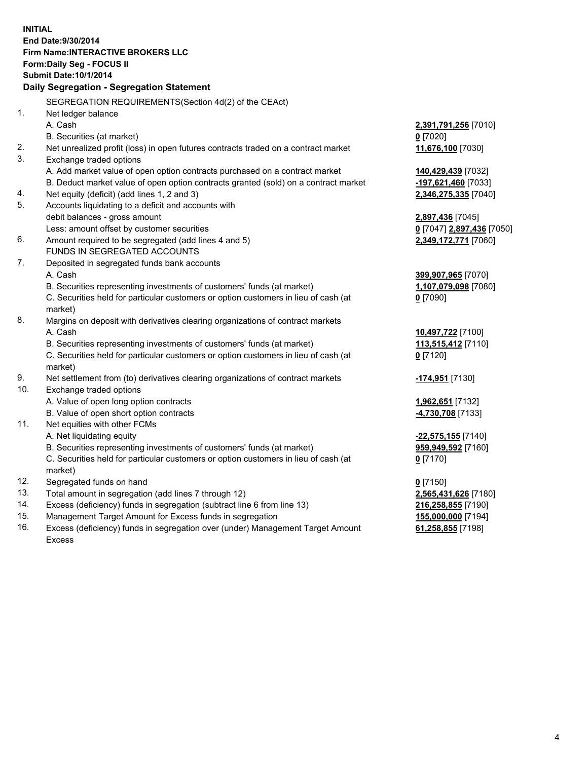**INITIAL**
**End Date:9/30/2014**
**Firm Name:INTERACTIVE BROKERS LLC**
**Form:Daily Seg - FOCUS II**
**Submit Date:10/1/2014**

## Daily Segregation - Segregation Statement

| | | |
|---|---|---|
| | SEGREGATION REQUIREMENTS(Section 4d(2) of the CEAct) | |
| 1. | Net ledger balance | |
| | A. Cash | **2,391,791,256** [7010] |
| | B. Securities (at market) | **0** [7020] |
| 2. | Net unrealized profit (loss) in open futures contracts traded on a contract market | **11,676,100** [7030] |
| 3. | Exchange traded options | |
| | A. Add market value of open option contracts purchased on a contract market | **140,429,439** [7032] |
| | B. Deduct market value of open option contracts granted (sold) on a contract market | **-197,621,460** [7033] |
| 4. | Net equity (deficit) (add lines 1, 2 and 3) | **2,346,275,335** [7040] |
| 5. | Accounts liquidating to a deficit and accounts with debit balances - gross amount | **2,897,436** [7045] |
| | Less: amount offset by customer securities | **0** [7047] **2,897,436** [7050] |
| 6. | Amount required to be segregated (add lines 4 and 5) | **2,349,172,771** [7060] |
| | FUNDS IN SEGREGATED ACCOUNTS | |
| 7. | Deposited in segregated funds bank accounts | |
| | A. Cash | **399,907,965** [7070] |
| | B. Securities representing investments of customers' funds (at market) | **1,107,079,098** [7080] |
| | C. Securities held for particular customers or option customers in lieu of cash (at market) | **0** [7090] |
| 8. | Margins on deposit with derivatives clearing organizations of contract markets | |
| | A. Cash | **10,497,722** [7100] |
| | B. Securities representing investments of customers' funds (at market) | **113,515,412** [7110] |
| | C. Securities held for particular customers or option customers in lieu of cash (at market) | **0** [7120] |
| 9. | Net settlement from (to) derivatives clearing organizations of contract markets | **-174,951** [7130] |
| 10. | Exchange traded options | |
| | A. Value of open long option contracts | **1,962,651** [7132] |
| | B. Value of open short option contracts | **-4,730,708** [7133] |
| 11. | Net equities with other FCMs | |
| | A. Net liquidating equity | **-22,575,155** [7140] |
| | B. Securities representing investments of customers' funds (at market) | **959,949,592** [7160] |
| | C. Securities held for particular customers or option customers in lieu of cash (at market) | **0** [7170] |
| 12. | Segregated funds on hand | **0** [7150] |
| 13. | Total amount in segregation (add lines 7 through 12) | **2,565,431,626** [7180] |
| 14. | Excess (deficiency) funds in segregation (subtract line 6 from line 13) | **216,258,855** [7190] |
| 15. | Management Target Amount for Excess funds in segregation | **155,000,000** [7194] |
| 16. | Excess (deficiency) funds in segregation over (under) Management Target Amount Excess | **61,258,855** [7198] |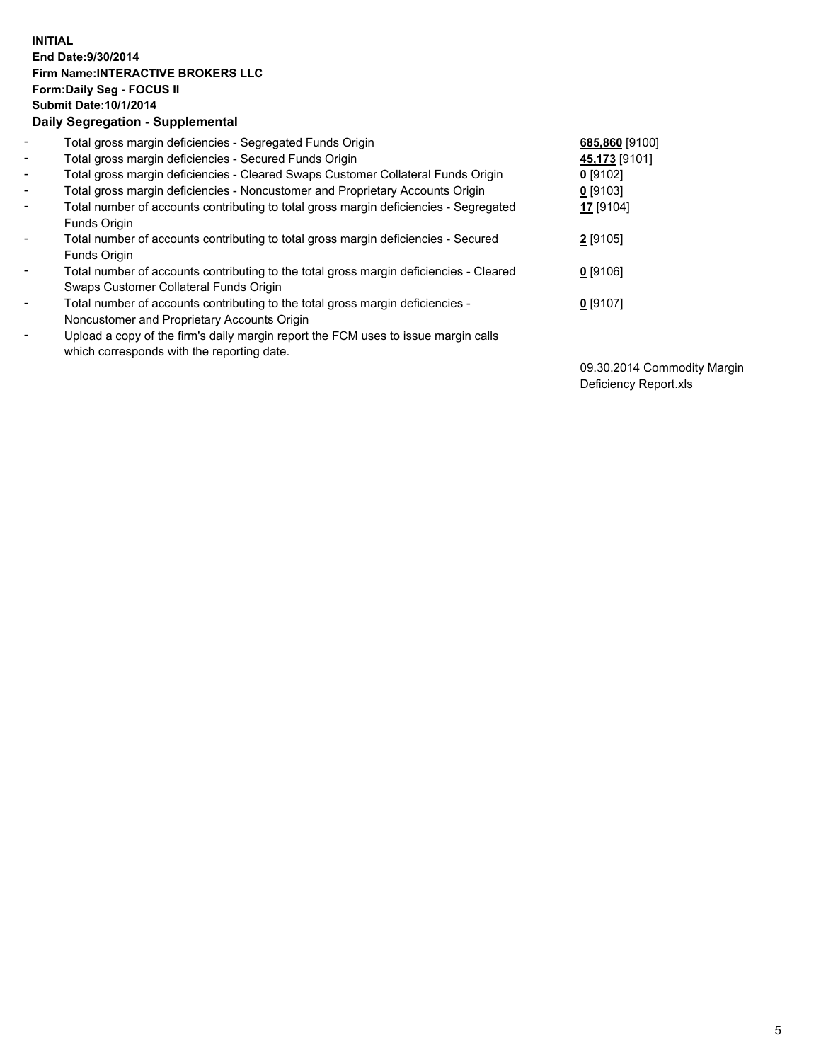**INITIAL**
**End Date:9/30/2014**
**Firm Name:INTERACTIVE BROKERS LLC**
**Form:Daily Seg - FOCUS II**
**Submit Date:10/1/2014**

**Daily Segregation - Supplemental**

| | | |
|---|---|---|
| - | Total gross margin deficiencies - Segregated Funds Origin | **685,860** [9100] |
| - | Total gross margin deficiencies - Secured Funds Origin | **45,173** [9101] |
| - | Total gross margin deficiencies - Cleared Swaps Customer Collateral Funds Origin | **0** [9102] |
| - | Total gross margin deficiencies - Noncustomer and Proprietary Accounts Origin | **0** [9103] |
| - | Total number of accounts contributing to total gross margin deficiencies - Segregated Funds Origin | **17** [9104] |
| - | Total number of accounts contributing to total gross margin deficiencies - Secured Funds Origin | **2** [9105] |
| - | Total number of accounts contributing to the total gross margin deficiencies - Cleared Swaps Customer Collateral Funds Origin | **0** [9106] |
| - | Total number of accounts contributing to the total gross margin deficiencies - Noncustomer and Proprietary Accounts Origin | **0** [9107] |
| - | Upload a copy of the firm's daily margin report the FCM uses to issue margin calls which corresponds with the reporting date. | 09.30.2014 Commodity Margin Deficiency Report.xls |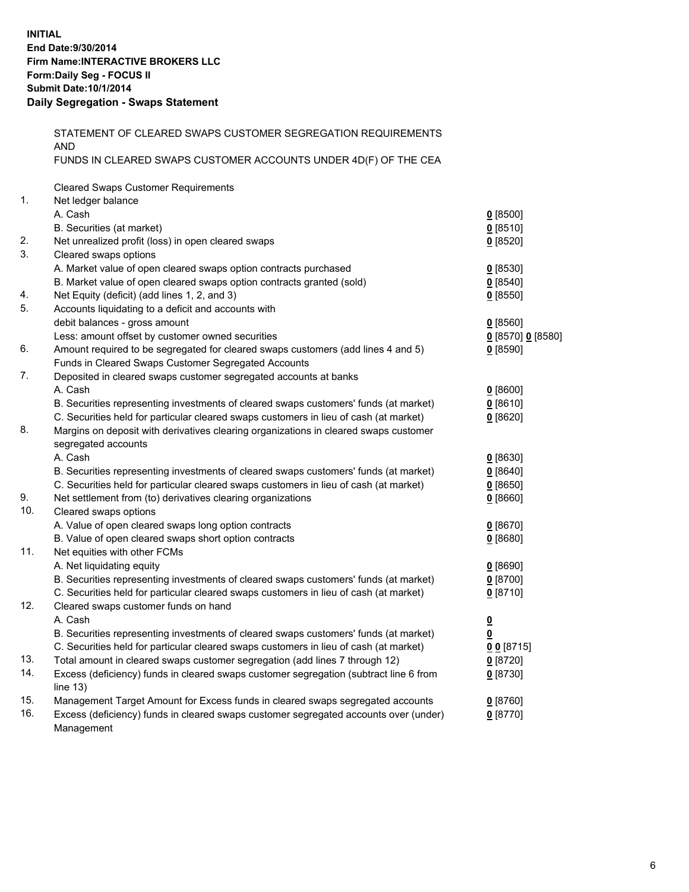**INITIAL**
**End Date:9/30/2014**
**Firm Name:INTERACTIVE BROKERS LLC**
**Form:Daily Seg - FOCUS II**
**Submit Date:10/1/2014**
**Daily Segregation - Swaps Statement**

STATEMENT OF CLEARED SWAPS CUSTOMER SEGREGATION REQUIREMENTS
AND
FUNDS IN CLEARED SWAPS CUSTOMER ACCOUNTS UNDER 4D(F) OF THE CEA

| | | |
|---|---|---|
| | Cleared Swaps Customer Requirements | |
| 1. | Net ledger balance | |
| | A. Cash | 0 [8500] |
| | B. Securities (at market) | 0 [8510] |
| 2. | Net unrealized profit (loss) in open cleared swaps | 0 [8520] |
| 3. | Cleared swaps options | |
| | A. Market value of open cleared swaps option contracts purchased | 0 [8530] |
| | B. Market value of open cleared swaps option contracts granted (sold) | 0 [8540] |
| 4. | Net Equity (deficit) (add lines 1, 2, and 3) | 0 [8550] |
| 5. | Accounts liquidating to a deficit and accounts with | |
| | debit balances - gross amount | 0 [8560] |
| | Less: amount offset by customer owned securities | 0 [8570] 0 [8580] |
| 6. | Amount required to be segregated for cleared swaps customers (add lines 4 and 5) | 0 [8590] |
| | Funds in Cleared Swaps Customer Segregated Accounts | |
| 7. | Deposited in cleared swaps customer segregated accounts at banks | |
| | A. Cash | 0 [8600] |
| | B. Securities representing investments of cleared swaps customers' funds (at market) | 0 [8610] |
| | C. Securities held for particular cleared swaps customers in lieu of cash (at market) | 0 [8620] |
| 8. | Margins on deposit with derivatives clearing organizations in cleared swaps customer segregated accounts | |
| | A. Cash | 0 [8630] |
| | B. Securities representing investments of cleared swaps customers' funds (at market) | 0 [8640] |
| | C. Securities held for particular cleared swaps customers in lieu of cash (at market) | 0 [8650] |
| 9. | Net settlement from (to) derivatives clearing organizations | 0 [8660] |
| 10. | Cleared swaps options | |
| | A. Value of open cleared swaps long option contracts | 0 [8670] |
| | B. Value of open cleared swaps short option contracts | 0 [8680] |
| 11. | Net equities with other FCMs | |
| | A. Net liquidating equity | 0 [8690] |
| | B. Securities representing investments of cleared swaps customers' funds (at market) | 0 [8700] |
| | C. Securities held for particular cleared swaps customers in lieu of cash (at market) | 0 [8710] |
| 12. | Cleared swaps customer funds on hand | |
| | A. Cash | 0 |
| | B. Securities representing investments of cleared swaps customers' funds (at market) | 0 |
| | C. Securities held for particular cleared swaps customers in lieu of cash (at market) | 0 0 [8715] |
| 13. | Total amount in cleared swaps customer segregation (add lines 7 through 12) | 0 [8720] |
| 14. | Excess (deficiency) funds in cleared swaps customer segregation (subtract line 6 from line 13) | 0 [8730] |
| 15. | Management Target Amount for Excess funds in cleared swaps segregated accounts | 0 [8760] |
| 16. | Excess (deficiency) funds in cleared swaps customer segregated accounts over (under) Management | 0 [8770] |